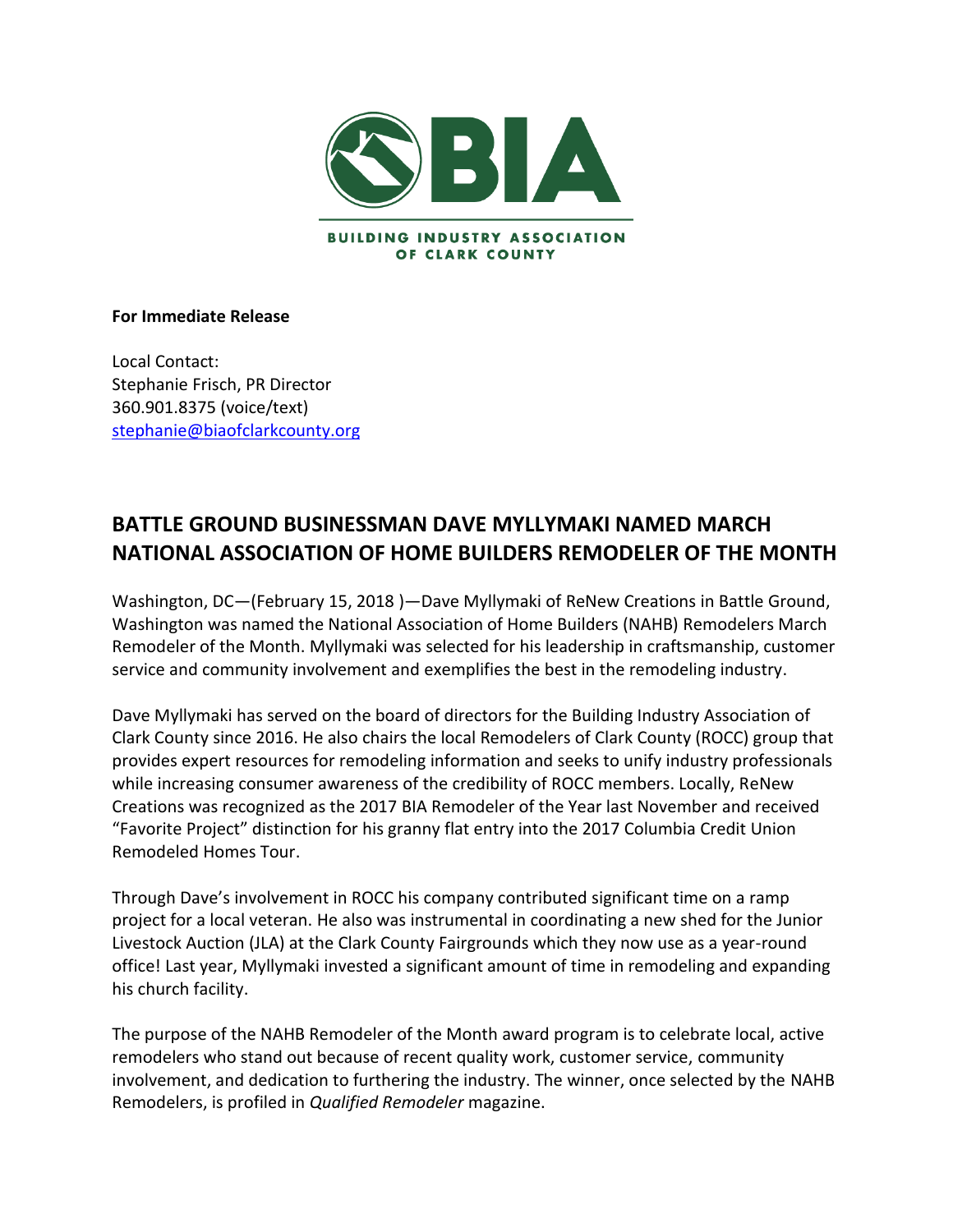BIA

BUILDING INDUSTRY ASSOCIATION OF CLARK COUNTY

**For Immediate Release**

Local Contact:
Stephanie Frisch, PR Director
360.901.8375 (voice/text)
stephanie@biaofclarkcounty.org

## BATTLE GROUND BUSINESSMAN DAVE MYLLYMAKI NAMED MARCH NATIONAL ASSOCIATION OF HOME BUILDERS REMODELER OF THE MONTH

Washington, DC—(February 15, 2018 )—Dave Myllymaki of ReNew Creations in Battle Ground, Washington was named the National Association of Home Builders (NAHB) Remodelers March Remodeler of the Month. Myllymaki was selected for his leadership in craftsmanship, customer service and community involvement and exemplifies the best in the remodeling industry.

Dave Myllymaki has served on the board of directors for the Building Industry Association of Clark County since 2016. He also chairs the local Remodelers of Clark County (ROCC) group that provides expert resources for remodeling information and seeks to unify industry professionals while increasing consumer awareness of the credibility of ROCC members. Locally, ReNew Creations was recognized as the 2017 BIA Remodeler of the Year last November and received "Favorite Project" distinction for his granny flat entry into the 2017 Columbia Credit Union Remodeled Homes Tour.

Through Dave's involvement in ROCC his company contributed significant time on a ramp project for a local veteran. He also was instrumental in coordinating a new shed for the Junior Livestock Auction (JLA) at the Clark County Fairgrounds which they now use as a year-round office! Last year, Myllymaki invested a significant amount of time in remodeling and expanding his church facility.

The purpose of the NAHB Remodeler of the Month award program is to celebrate local, active remodelers who stand out because of recent quality work, customer service, community involvement, and dedication to furthering the industry. The winner, once selected by the NAHB Remodelers, is profiled in *Qualified Remodeler* magazine.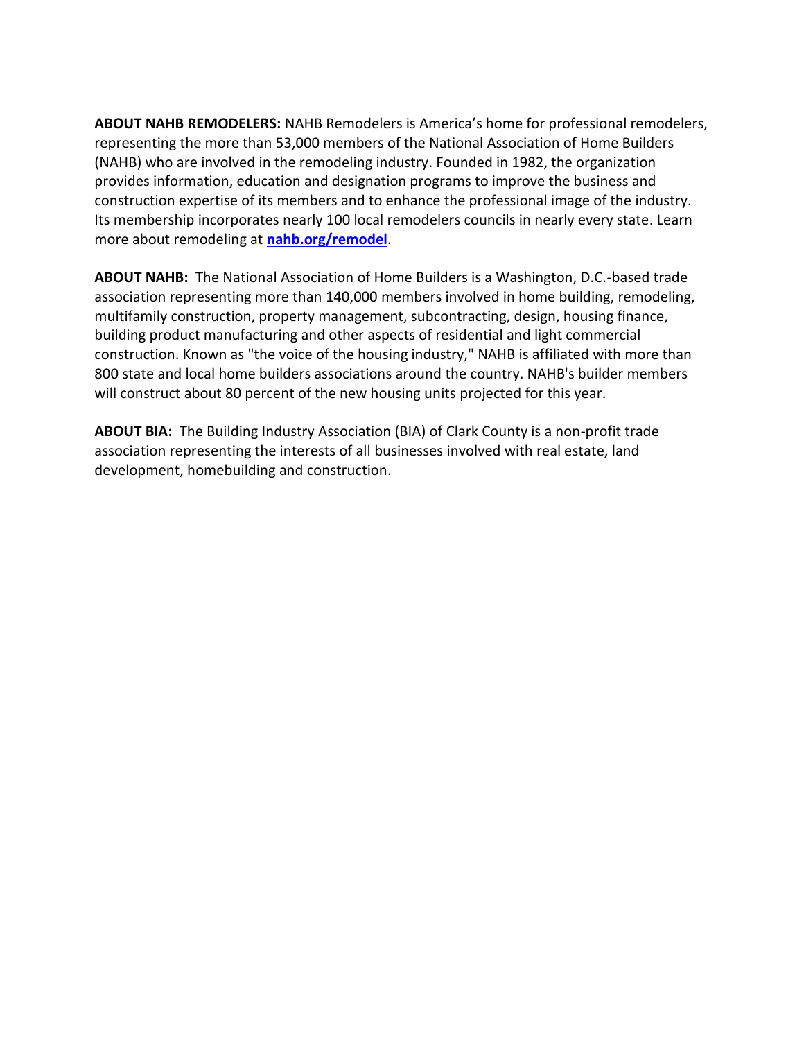**ABOUT NAHB REMODELERS:** NAHB Remodelers is America's home for professional remodelers, representing the more than 53,000 members of the National Association of Home Builders (NAHB) who are involved in the remodeling industry. Founded in 1982, the organization provides information, education and designation programs to improve the business and construction expertise of its members and to enhance the professional image of the industry. Its membership incorporates nearly 100 local remodelers councils in nearly every state. Learn more about remodeling at **nahb.org/remodel**.

**ABOUT NAHB:** The National Association of Home Builders is a Washington, D.C.-based trade association representing more than 140,000 members involved in home building, remodeling, multifamily construction, property management, subcontracting, design, housing finance, building product manufacturing and other aspects of residential and light commercial construction. Known as "the voice of the housing industry," NAHB is affiliated with more than 800 state and local home builders associations around the country. NAHB's builder members will construct about 80 percent of the new housing units projected for this year.

**ABOUT BIA:** The Building Industry Association (BIA) of Clark County is a non-profit trade association representing the interests of all businesses involved with real estate, land development, homebuilding and construction.